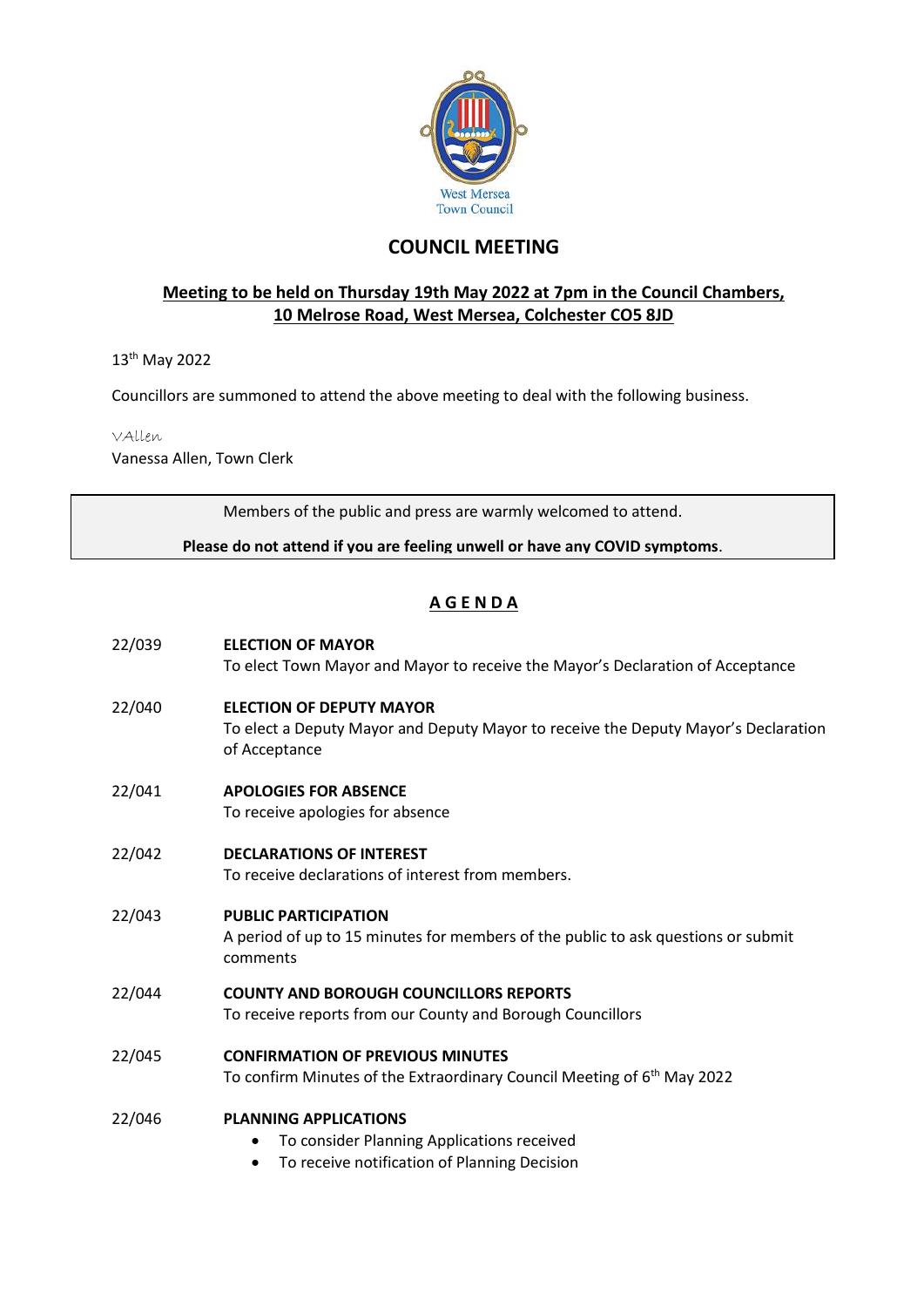West Mersea Town Council

# COUNCIL MEETING

**Meeting to be held on Thursday 19th May 2022 at 7pm in the Council Chambers, 10 Melrose Road, West Mersea, Colchester CO5 8JD**

13th May 2022

Councillors are summoned to attend the above meeting to deal with the following business.

VAllen
Vanessa Allen, Town Clerk

> Members of the public and press are warmly welcomed to attend.
>
> **Please do not attend if you are feeling unwell or have any COVID symptoms**.

## A G E N D A

22/039 **ELECTION OF MAYOR**
To elect Town Mayor and Mayor to receive the Mayor's Declaration of Acceptance

22/040 **ELECTION OF DEPUTY MAYOR**
To elect a Deputy Mayor and Deputy Mayor to receive the Deputy Mayor's Declaration of Acceptance

22/041 **APOLOGIES FOR ABSENCE**
To receive apologies for absence

22/042 **DECLARATIONS OF INTEREST**
To receive declarations of interest from members.

22/043 **PUBLIC PARTICIPATION**
A period of up to 15 minutes for members of the public to ask questions or submit comments

22/044 **COUNTY AND BOROUGH COUNCILLORS REPORTS**
To receive reports from our County and Borough Councillors

22/045 **CONFIRMATION OF PREVIOUS MINUTES**
To confirm Minutes of the Extraordinary Council Meeting of 6th May 2022

22/046 **PLANNING APPLICATIONS**

- To consider Planning Applications received
- To receive notification of Planning Decision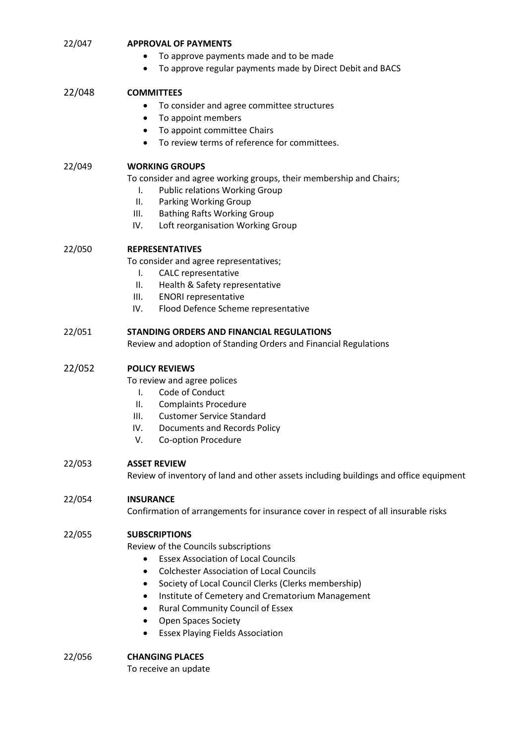22/047 **APPROVAL OF PAYMENTS**

- To approve payments made and to be made
- To approve regular payments made by Direct Debit and BACS

22/048 **COMMITTEES**

- To consider and agree committee structures
- To appoint members
- To appoint committee Chairs
- To review terms of reference for committees.

22/049 **WORKING GROUPS**

To consider and agree working groups, their membership and Chairs;

I. Public relations Working Group
II. Parking Working Group
III. Bathing Rafts Working Group
IV. Loft reorganisation Working Group

22/050 **REPRESENTATIVES**

To consider and agree representatives;

I. CALC representative
II. Health & Safety representative
III. ENORI representative
IV. Flood Defence Scheme representative

22/051 **STANDING ORDERS AND FINANCIAL REGULATIONS**

Review and adoption of Standing Orders and Financial Regulations

22/052 **POLICY REVIEWS**

To review and agree polices

I. Code of Conduct
II. Complaints Procedure
III. Customer Service Standard
IV. Documents and Records Policy
V. Co-option Procedure

22/053 **ASSET REVIEW**

Review of inventory of land and other assets including buildings and office equipment

22/054 **INSURANCE**

Confirmation of arrangements for insurance cover in respect of all insurable risks

22/055 **SUBSCRIPTIONS**

Review of the Councils subscriptions

- Essex Association of Local Councils
- Colchester Association of Local Councils
- Society of Local Council Clerks (Clerks membership)
- Institute of Cemetery and Crematorium Management
- Rural Community Council of Essex
- Open Spaces Society
- Essex Playing Fields Association

22/056 **CHANGING PLACES**

To receive an update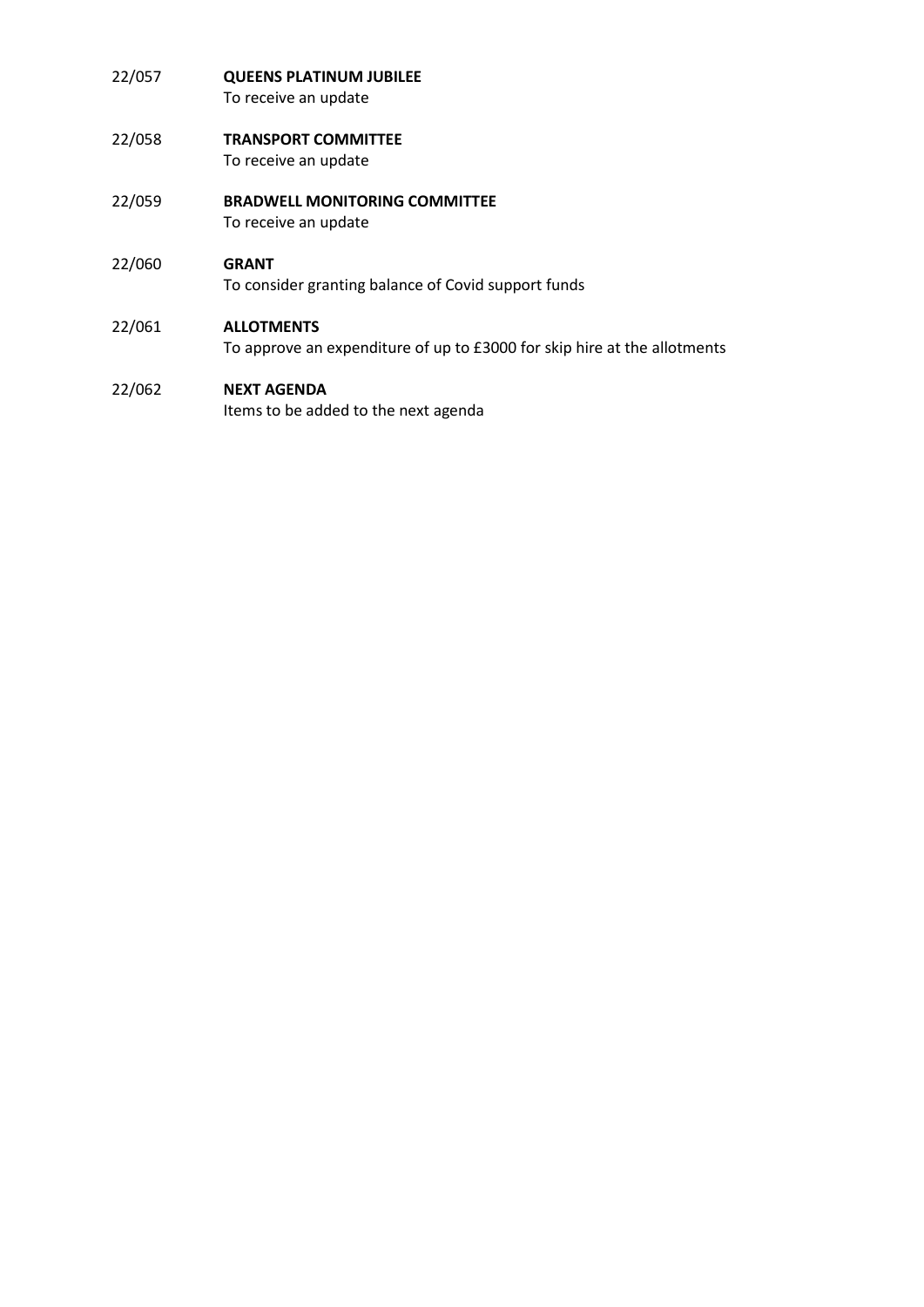22/057 **QUEENS PLATINUM JUBILEE**
To receive an update

22/058 **TRANSPORT COMMITTEE**
To receive an update

22/059 **BRADWELL MONITORING COMMITTEE**
To receive an update

22/060 **GRANT**
To consider granting balance of Covid support funds

22/061 **ALLOTMENTS**
To approve an expenditure of up to £3000 for skip hire at the allotments

22/062 **NEXT AGENDA**
Items to be added to the next agenda